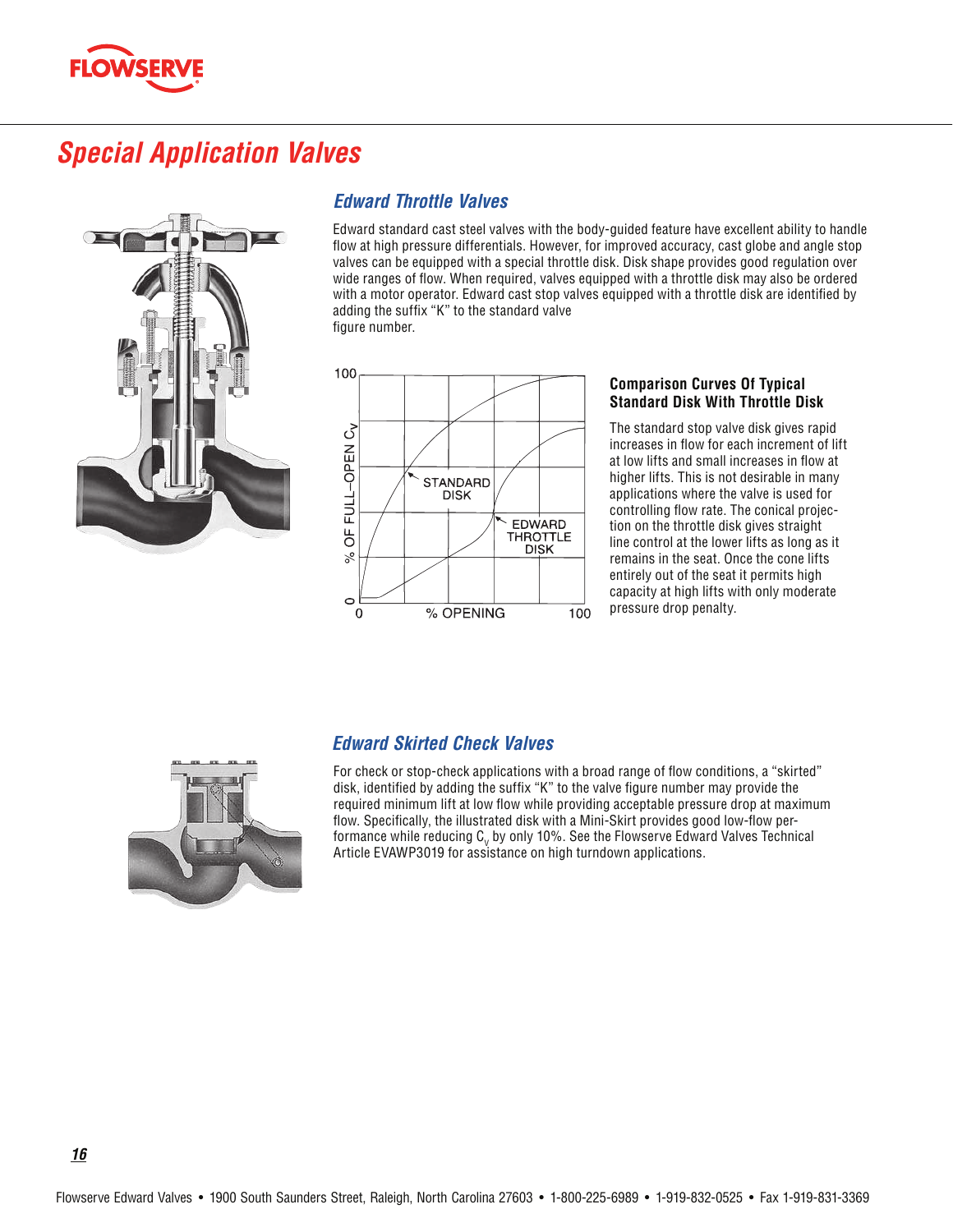# Special Application Valves

## Edward Throttle Valves

Edward standard cast steel valves with the body-guided feature have excellent ability to handle flow at high pressure differentials. However, for improved accuracy, cast globe and angle stop valves can be equipped with a special throttle disk. Disk shape provides good regulation over wide ranges of flow. When required, valves equipped with a throttle disk may also be ordered with a motor operator. Edward cast stop valves equipped with a throttle disk are identified by adding the suffix "K" to the standard valve figure number.

### Comparison Curves Of Typical Standard Disk With Throttle Disk

The standard stop valve disk gives rapid increases in flow for each increment of lift at low lifts and small increases in flow at higher lifts. This is not desirable in many applications where the valve is used for controlling flow rate. The conical projection on the throttle disk gives straight line control at the lower lifts as long as it remains in the seat. Once the cone lifts entirely out of the seat it permits high capacity at high lifts with only moderate pressure drop penalty.

## Edward Skirted Check Valves

For check or stop-check applications with a broad range of flow conditions, a "skirted" disk, identified by adding the suffix "K" to the valve figure number may provide the required minimum lift at low flow while providing acceptable pressure drop at maximum flow. Specifically, the illustrated disk with a Mini-Skirt provides good low-flow performance while reducing $C_v$ by only 10%. See the Flowserve Edward Valves Technical Article EVAWP3019 for assistance on high turndown applications.

Flowserve Edward Valves • 1900 South Saunders Street, Raleigh, North Carolina 27603 • 1-800-225-6989 • 1-919-832-0525 • Fax 1-919-831-3369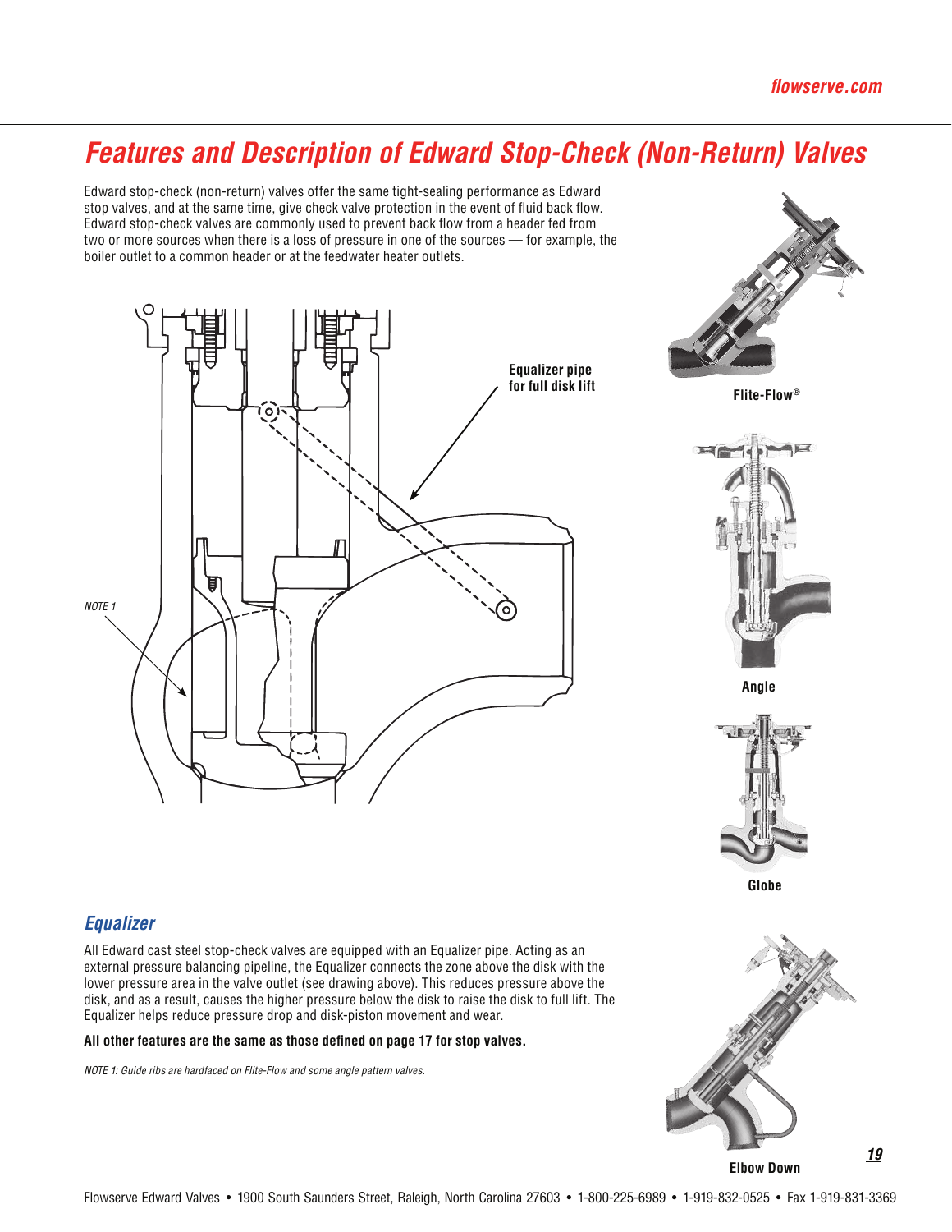# Features and Description of Edward Stop-Check (Non-Return) Valves

Edward stop-check (non-return) valves offer the same tight-sealing performance as Edward stop valves, and at the same time, give check valve protection in the event of fluid back flow. Edward stop-check valves are commonly used to prevent back flow from a header fed from two or more sources when there is a loss of pressure in one of the sources — for example, the boiler outlet to a common header or at the feedwater heater outlets.

Equalizer pipe for full disk lift

NOTE 1

Flite-Flow®

Angle

Globe

Elbow Down

## Equalizer

All Edward cast steel stop-check valves are equipped with an Equalizer pipe. Acting as an external pressure balancing pipeline, the Equalizer connects the zone above the disk with the lower pressure area in the valve outlet (see drawing above). This reduces pressure above the disk, and as a result, causes the higher pressure below the disk to raise the disk to full lift. The Equalizer helps reduce pressure drop and disk-piston movement and wear.

**All other features are the same as those defined on page 17 for stop valves.**

*NOTE 1: Guide ribs are hardfaced on Flite-Flow and some angle pattern valves.*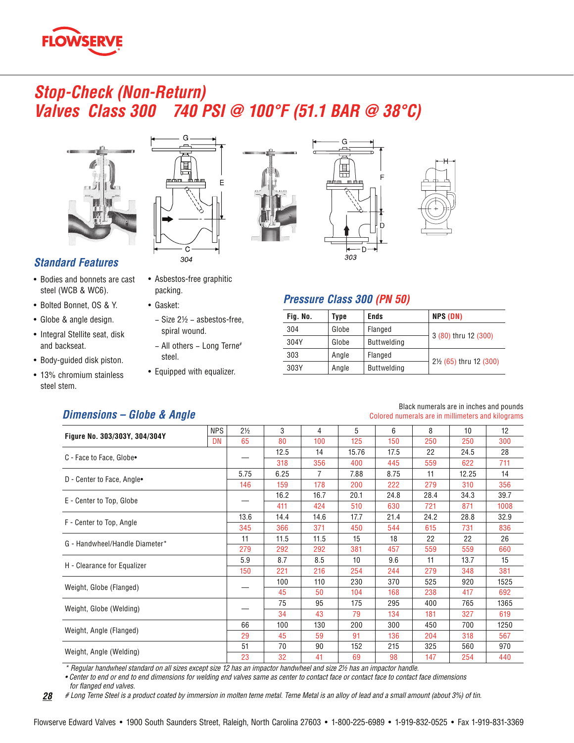# Stop-Check (Non-Return) Valves Class 300 740 PSI @ 100°F (51.1 BAR @ 38°C)

304

303

## Standard Features

- Bodies and bonnets are cast steel (WCB & WC6).
- Bolted Bonnet, OS & Y.
- Globe & angle design.
- Integral Stellite seat, disk and backseat.
- Body-guided disk piston.
- 13% chromium stainless steel stem.
- Asbestos-free graphitic packing.
- Gasket:
  - Size 2½ – asbestos-free, spiral wound.
  - All others – Long Terne# steel.
- Equipped with equalizer.

## Pressure Class 300 (PN 50)

| Fig. No. | Type | Ends | NPS (DN) |
|---|---|---|---|
| 304 | Globe | Flanged | 3 (80) thru 12 (300) |
| 304Y | Globe | Buttwelding | |
| 303 | Angle | Flanged | 2½ (65) thru 12 (300) |
| 303Y | Angle | Buttwelding | |

## Dimensions – Globe & Angle

Black numerals are in inches and pounds
Colored numerals are in millimeters and kilograms

| Figure No. 303/303Y, 304/304Y | NPS | 2½ | 3 | 4 | 5 | 6 | 8 | 10 | 12 |
|---|---|---|---|---|---|---|---|---|---|
| | DN | 65 | 80 | 100 | 125 | 150 | 250 | 250 | 300 |
| C - Face to Face, Globe• | | — | 12.5 | 14 | 15.76 | 17.5 | 22 | 24.5 | 28 |
| | | | 318 | 356 | 400 | 445 | 559 | 622 | 711 |
| D - Center to Face, Angle• | | 5.75 | 6.25 | 7 | 7.88 | 8.75 | 11 | 12.25 | 14 |
| | | 146 | 159 | 178 | 200 | 222 | 279 | 310 | 356 |
| E - Center to Top, Globe | | — | 16.2 | 16.7 | 20.1 | 24.8 | 28.4 | 34.3 | 39.7 |
| | | | 411 | 424 | 510 | 630 | 721 | 871 | 1008 |
| F - Center to Top, Angle | | 13.6 | 14.4 | 14.6 | 17.7 | 21.4 | 24.2 | 28.8 | 32.9 |
| | | 345 | 366 | 371 | 450 | 544 | 615 | 731 | 836 |
| G - Handwheel/Handle Diameter* | | 11 | 11.5 | 11.5 | 15 | 18 | 22 | 22 | 26 |
| | | 279 | 292 | 292 | 381 | 457 | 559 | 559 | 660 |
| H - Clearance for Equalizer | | 5.9 | 8.7 | 8.5 | 10 | 9.6 | 11 | 13.7 | 15 |
| | | 150 | 221 | 216 | 254 | 244 | 279 | 348 | 381 |
| Weight, Globe (Flanged) | | — | 100 | 110 | 230 | 370 | 525 | 920 | 1525 |
| | | | 45 | 50 | 104 | 168 | 238 | 417 | 692 |
| Weight, Globe (Welding) | | — | 75 | 95 | 175 | 295 | 400 | 765 | 1365 |
| | | | 34 | 43 | 79 | 134 | 181 | 327 | 619 |
| Weight, Angle (Flanged) | | 66 | 100 | 130 | 200 | 300 | 450 | 700 | 1250 |
| | | 29 | 45 | 59 | 91 | 136 | 204 | 318 | 567 |
| Weight, Angle (Welding) | | 51 | 70 | 90 | 152 | 215 | 325 | 560 | 970 |
| | | 23 | 32 | 41 | 69 | 98 | 147 | 254 | 440 |

*\* Regular handwheel standard on all sizes except size 12 has an impactor handwheel and size 2½ has an impactor handle.*

*• Center to end or end to end dimensions for welding end valves same as center to contact face or contact face to contact face dimensions for flanged end valves.*

*# Long Terne Steel is a product coated by immersion in molten terne metal. Terne Metal is an alloy of lead and a small amount (about 3%) of tin.*

Flowserve Edward Valves • 1900 South Saunders Street, Raleigh, North Carolina 27603 • 1-800-225-6989 • 1-919-832-0525 • Fax 1-919-831-3369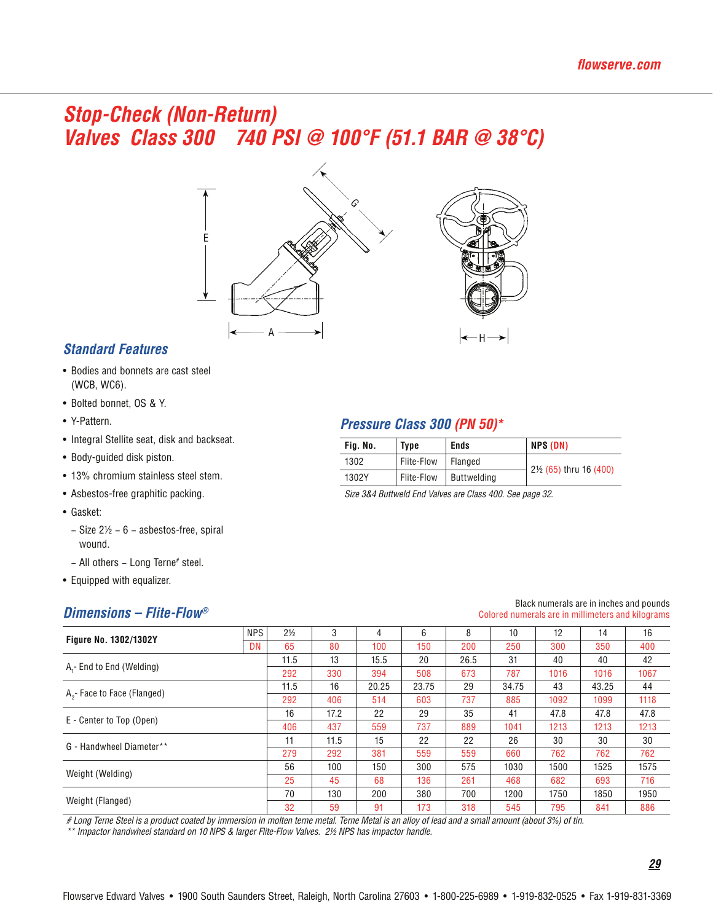# Stop-Check (Non-Return) Valves Class 300 740 PSI @ 100°F (51.1 BAR @ 38°C)

## Standard Features

- Bodies and bonnets are cast steel (WCB, WC6).
- Bolted bonnet, OS & Y.
- Y-Pattern.
- Integral Stellite seat, disk and backseat.
- Body-guided disk piston.
- 13% chromium stainless steel stem.
- Asbestos-free graphitic packing.
- Gasket:
  - Size 2½ – 6 – asbestos-free, spiral wound.
  - All others – Long Terne[#] steel.
- Equipped with equalizer.

## Pressure Class 300 (PN 50)*

| Fig. No. | Type | Ends | NPS (DN) |
|---|---|---|---|
| 1302 | Flite-Flow | Flanged | 2½ (65) thru 16 (400) |
| 1302Y | Flite-Flow | Buttwelding | |

*Size 3&4 Buttweld End Valves are Class 400. See page 32.*

## Dimensions – Flite-Flow®

Black numerals are in inches and pounds
Colored numerals are in millimeters and kilograms

| Figure No. 1302/1302Y | | 2½ | 3 | 4 | 6 | 8 | 10 | 12 | 14 | 16 |
|---|---|---|---|---|---|---|---|---|---|---|
| | NPS | 2½ | 3 | 4 | 6 | 8 | 10 | 12 | 14 | 16 |
| | DN | 65 | 80 | 100 | 150 | 200 | 250 | 300 | 350 | 400 |
| $A_1$- End to End (Welding) | | 11.5 | 13 | 15.5 | 20 | 26.5 | 31 | 40 | 40 | 42 |
| | | 292 | 330 | 394 | 508 | 673 | 787 | 1016 | 1016 | 1067 |
| $A_2$- Face to Face (Flanged) | | 11.5 | 16 | 20.25 | 23.75 | 29 | 34.75 | 43 | 43.25 | 44 |
| | | 292 | 406 | 514 | 603 | 737 | 885 | 1092 | 1099 | 1118 |
| E - Center to Top (Open) | | 16 | 17.2 | 22 | 29 | 35 | 41 | 47.8 | 47.8 | 47.8 |
| | | 406 | 437 | 559 | 737 | 889 | 1041 | 1213 | 1213 | 1213 |
| G - Handwheel Diameter** | | 11 | 11.5 | 15 | 22 | 22 | 26 | 30 | 30 | 30 |
| | | 279 | 292 | 381 | 559 | 559 | 660 | 762 | 762 | 762 |
| Weight (Welding) | | 56 | 100 | 150 | 300 | 575 | 1030 | 1500 | 1525 | 1575 |
| | | 25 | 45 | 68 | 136 | 261 | 468 | 682 | 693 | 716 |
| Weight (Flanged) | | 70 | 130 | 200 | 380 | 700 | 1200 | 1750 | 1850 | 1950 |
| | | 32 | 59 | 91 | 173 | 318 | 545 | 795 | 841 | 886 |

*# Long Terne Steel is a product coated by immersion in molten terne metal. Terne Metal is an alloy of lead and a small amount (about 3%) of tin.*
*** Impactor handwheel standard on 10 NPS & larger Flite-Flow Valves. 2½ NPS has impactor handle.*

Flowserve Edward Valves • 1900 South Saunders Street, Raleigh, North Carolina 27603 • 1-800-225-6989 • 1-919-832-0525 • Fax 1-919-831-3369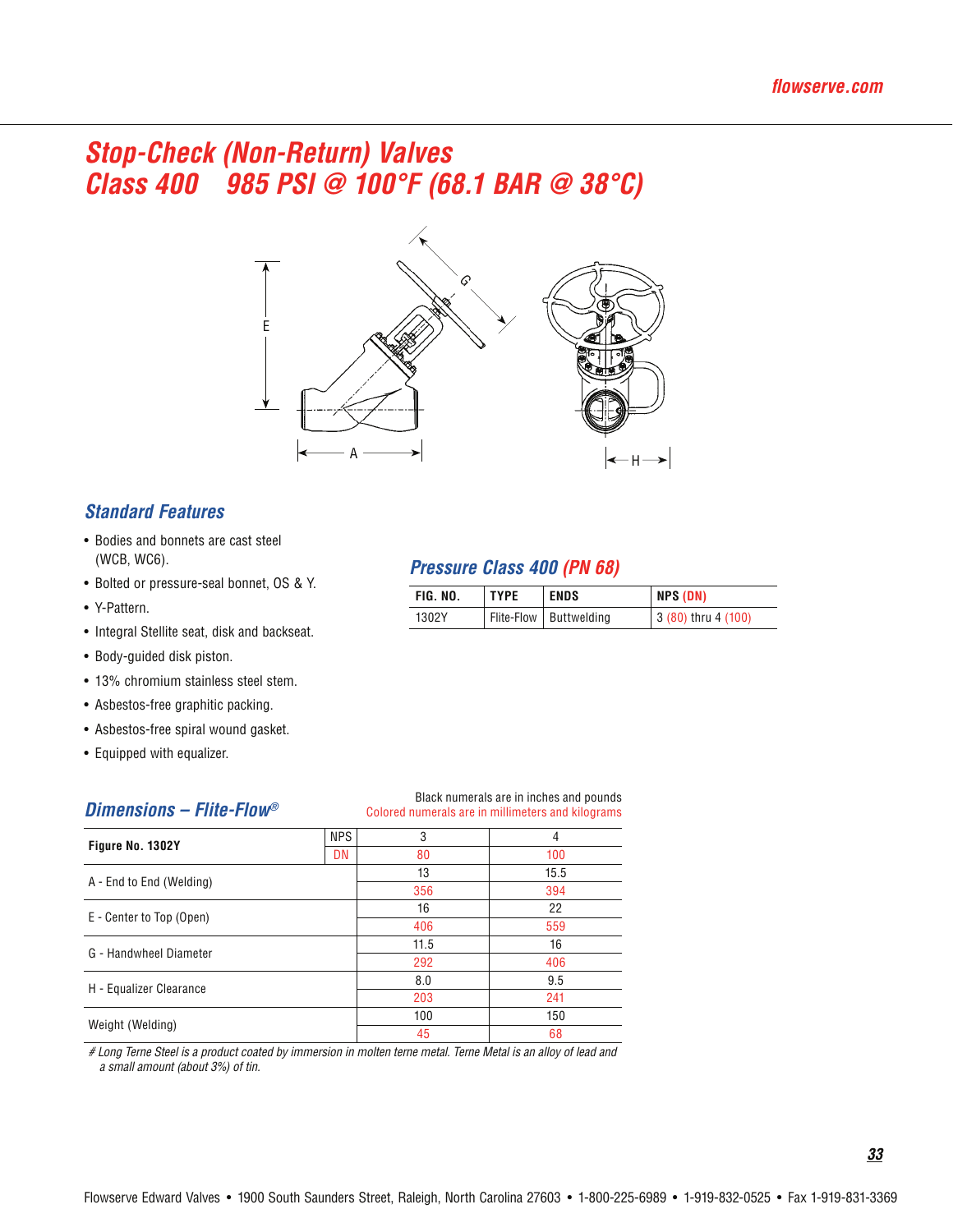# Stop-Check (Non-Return) Valves
# Class 400 985 PSI @ 100°F (68.1 BAR @ 38°C)

## Standard Features

- Bodies and bonnets are cast steel (WCB, WC6).
- Bolted or pressure-seal bonnet, OS & Y.
- Y-Pattern.
- Integral Stellite seat, disk and backseat.
- Body-guided disk piston.
- 13% chromium stainless steel stem.
- Asbestos-free graphitic packing.
- Asbestos-free spiral wound gasket.
- Equipped with equalizer.

## Pressure Class 400 (PN 68)

| FIG. NO. | TYPE | ENDS | NPS (DN) |
|---|---|---|---|
| 1302Y | Flite-Flow | Buttwelding | 3 (80) thru 4 (100) |

## Dimensions – Flite-Flow®

Black numerals are in inches and pounds
Colored numerals are in millimeters and kilograms

| Figure No. 1302Y | | | |
|---|---|---|---|
| | NPS | 3 | 4 |
| | DN | 80 | 100 |
| A - End to End (Welding) | | 13 | 15.5 |
| | | 356 | 394 |
| E - Center to Top (Open) | | 16 | 22 |
| | | 406 | 559 |
| G - Handwheel Diameter | | 11.5 | 16 |
| | | 292 | 406 |
| H - Equalizer Clearance | | 8.0 | 9.5 |
| | | 203 | 241 |
| Weight (Welding) | | 100 | 150 |
| | | 45 | 68 |

*# Long Terne Steel is a product coated by immersion in molten terne metal. Terne Metal is an alloy of lead and a small amount (about 3%) of tin.*

Flowserve Edward Valves • 1900 South Saunders Street, Raleigh, North Carolina 27603 • 1-800-225-6989 • 1-919-832-0525 • Fax 1-919-831-3369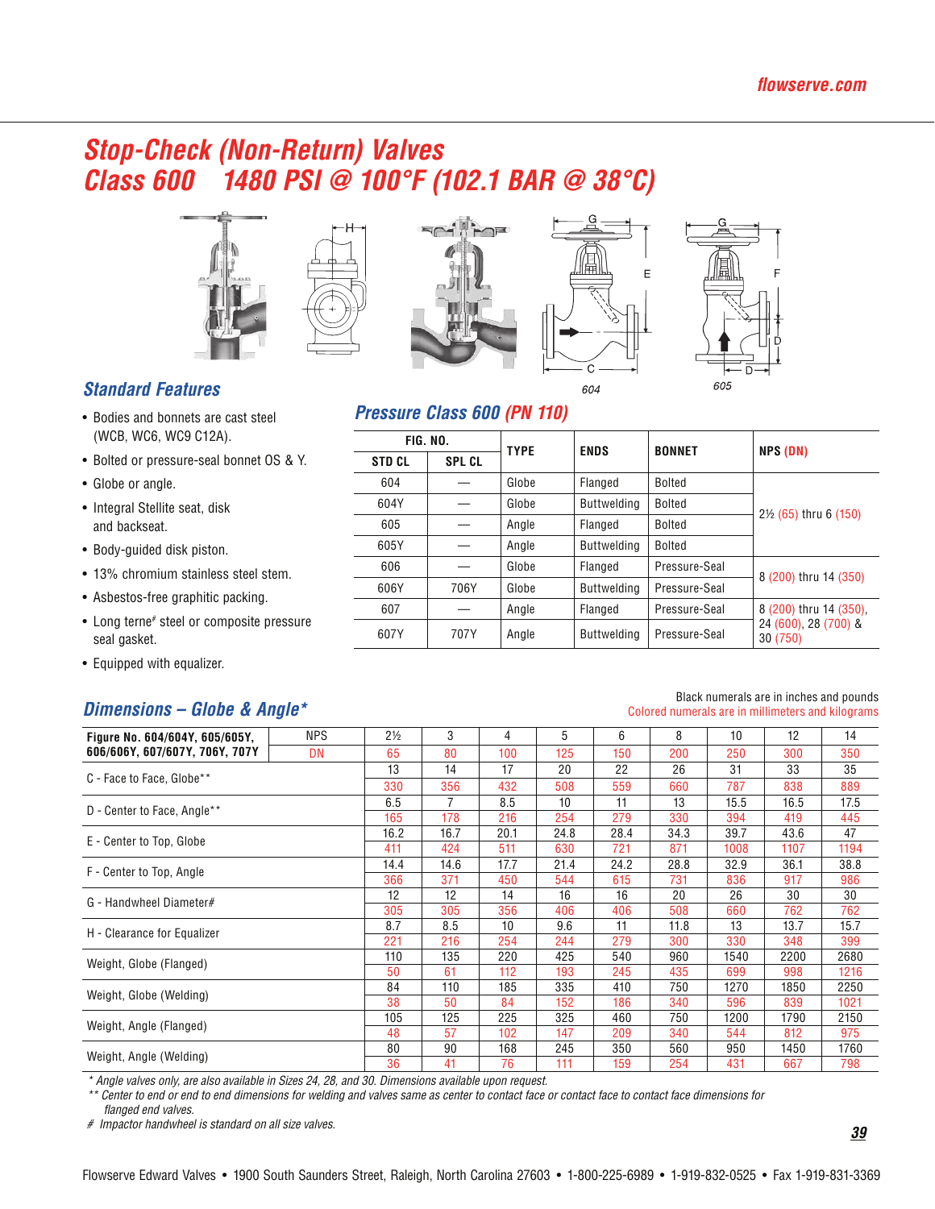# Stop-Check (Non-Return) Valves
# Class 600 1480 PSI @ 100°F (102.1 BAR @ 38°C)

604

605

## Standard Features

- Bodies and bonnets are cast steel (WCB, WC6, WC9 C12A).
- Bolted or pressure-seal bonnet OS & Y.
- Globe or angle.
- Integral Stellite seat, disk and backseat.
- Body-guided disk piston.
- 13% chromium stainless steel stem.
- Asbestos-free graphitic packing.
- Long terne# steel or composite pressure seal gasket.
- Equipped with equalizer.

## Pressure Class 600 (PN 110)

| FIG. NO. | | TYPE | ENDS | BONNET | NPS (DN) |
|---|---|---|---|---|---|
| STD CL | SPL CL | | | | |
| 604 | — | Globe | Flanged | Bolted | 2½ (65) thru 6 (150) |
| 604Y | — | Globe | Buttwelding | Bolted | |
| 605 | — | Angle | Flanged | Bolted | |
| 605Y | — | Angle | Buttwelding | Bolted | |
| 606 | — | Globe | Flanged | Pressure-Seal | 8 (200) thru 14 (350) |
| 606Y | 706Y | Globe | Buttwelding | Pressure-Seal | |
| 607 | — | Angle | Flanged | Pressure-Seal | 8 (200) thru 14 (350), 24 (600), 28 (700) & 30 (750) |
| 607Y | 707Y | Angle | Buttwelding | Pressure-Seal | |

## Dimensions – Globe & Angle*

Black numerals are in inches and pounds
Colored numerals are in millimeters and kilograms

| Figure No. 604/604Y, 605/605Y, 606/606Y, 607/607Y, 706Y, 707Y | | 2½ | 3 | 4 | 5 | 6 | 8 | 10 | 12 | 14 |
|---|---|---|---|---|---|---|---|---|---|---|
| | NPS | 2½ | 3 | 4 | 5 | 6 | 8 | 10 | 12 | 14 |
| | DN | 65 | 80 | 100 | 125 | 150 | 200 | 250 | 300 | 350 |
| C - Face to Face, Globe** | in | 13 | 14 | 17 | 20 | 22 | 26 | 31 | 33 | 35 |
| | mm | 330 | 356 | 432 | 508 | 559 | 660 | 787 | 838 | 889 |
| D - Center to Face, Angle** | in | 6.5 | 7 | 8.5 | 10 | 11 | 13 | 15.5 | 16.5 | 17.5 |
| | mm | 165 | 178 | 216 | 254 | 279 | 330 | 394 | 419 | 445 |
| E - Center to Top, Globe | in | 16.2 | 16.7 | 20.1 | 24.8 | 28.4 | 34.3 | 39.7 | 43.6 | 47 |
| | mm | 411 | 424 | 511 | 630 | 721 | 871 | 1008 | 1107 | 1194 |
| F - Center to Top, Angle | in | 14.4 | 14.6 | 17.7 | 21.4 | 24.2 | 28.8 | 32.9 | 36.1 | 38.8 |
| | mm | 366 | 371 | 450 | 544 | 615 | 731 | 836 | 917 | 986 |
| G - Handwheel Diameter# | in | 12 | 12 | 14 | 16 | 16 | 20 | 26 | 30 | 30 |
| | mm | 305 | 305 | 356 | 406 | 406 | 508 | 660 | 762 | 762 |
| H - Clearance for Equalizer | in | 8.7 | 8.5 | 10 | 9.6 | 11 | 11.8 | 13 | 13.7 | 15.7 |
| | mm | 221 | 216 | 254 | 244 | 279 | 300 | 330 | 348 | 399 |
| Weight, Globe (Flanged) | lb | 110 | 135 | 220 | 425 | 540 | 960 | 1540 | 2200 | 2680 |
| | kg | 50 | 61 | 112 | 193 | 245 | 435 | 699 | 998 | 1216 |
| Weight, Globe (Welding) | lb | 84 | 110 | 185 | 335 | 410 | 750 | 1270 | 1850 | 2250 |
| | kg | 38 | 50 | 84 | 152 | 186 | 340 | 596 | 839 | 1021 |
| Weight, Angle (Flanged) | lb | 105 | 125 | 225 | 325 | 460 | 750 | 1200 | 1790 | 2150 |
| | kg | 48 | 57 | 102 | 147 | 209 | 340 | 544 | 812 | 975 |
| Weight, Angle (Welding) | lb | 80 | 90 | 168 | 245 | 350 | 560 | 950 | 1450 | 1760 |
| | kg | 36 | 41 | 76 | 111 | 159 | 254 | 431 | 667 | 798 |

*\* Angle valves only, are also available in Sizes 24, 28, and 30. Dimensions available upon request.*

*\*\* Center to end or end to end dimensions for welding and valves same as center to contact face or contact face to contact face dimensions for flanged end valves.*

*# Impactor handwheel is standard on all size valves.*

Flowserve Edward Valves • 1900 South Saunders Street, Raleigh, North Carolina 27603 • 1-800-225-6989 • 1-919-832-0525 • Fax 1-919-831-3369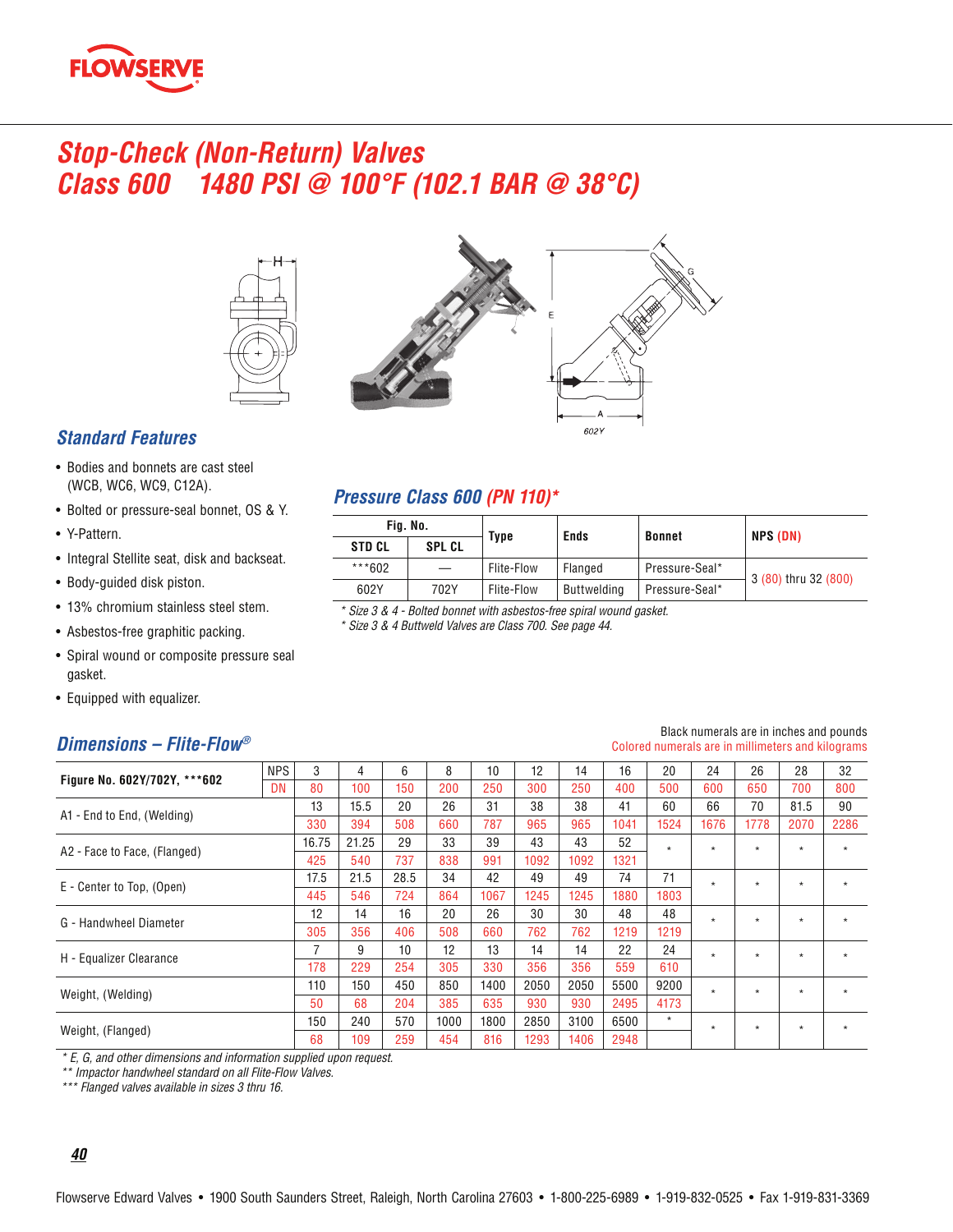# Stop-Check (Non-Return) Valves
# Class 600 1480 PSI @ 100°F (102.1 BAR @ 38°C)

602Y

## Standard Features

- Bodies and bonnets are cast steel (WCB, WC6, WC9, C12A).
- Bolted or pressure-seal bonnet, OS & Y.
- Y-Pattern.
- Integral Stellite seat, disk and backseat.
- Body-guided disk piston.
- 13% chromium stainless steel stem.
- Asbestos-free graphitic packing.
- Spiral wound or composite pressure seal gasket.
- Equipped with equalizer.

## Pressure Class 600 (PN 110)*

| Fig. No. | | Type | Ends | Bonnet | NPS (DN) |
|---|---|---|---|---|---|
| STD CL | SPL CL | | | | |
| ***602 | — | Flite-Flow | Flanged | Pressure-Seal* | 3 (80) thru 32 (800) |
| 602Y | 702Y | Flite-Flow | Buttwelding | Pressure-Seal* | |

*\* Size 3 & 4 - Bolted bonnet with asbestos-free spiral wound gasket.*
*\* Size 3 & 4 Buttweld Valves are Class 700. See page 44.*

## Dimensions – Flite-Flow®

Black numerals are in inches and pounds
Colored numerals are in millimeters and kilograms

| Figure No. 602Y/702Y, ***602 | NPS | 3 | 4 | 6 | 8 | 10 | 12 | 14 | 16 | 20 | 24 | 26 | 28 | 32 |
|---|---|---|---|---|---|---|---|---|---|---|---|---|---|---|
| | DN | 80 | 100 | 150 | 200 | 250 | 300 | 250 | 400 | 500 | 600 | 650 | 700 | 800 |
| A1 - End to End, (Welding) | | 13 | 15.5 | 20 | 26 | 31 | 38 | 38 | 41 | 60 | 66 | 70 | 81.5 | 90 |
| | | 330 | 394 | 508 | 660 | 787 | 965 | 965 | 1041 | 1524 | 1676 | 1778 | 2070 | 2286 |
| A2 - Face to Face, (Flanged) | | 16.75 | 21.25 | 29 | 33 | 39 | 43 | 43 | 52 | * | * | * | * | * |
| | | 425 | 540 | 737 | 838 | 991 | 1092 | 1092 | 1321 | | | | | |
| E - Center to Top, (Open) | | 17.5 | 21.5 | 28.5 | 34 | 42 | 49 | 49 | 74 | 71 | * | * | * | * |
| | | 445 | 546 | 724 | 864 | 1067 | 1245 | 1245 | 1880 | 1803 | | | | |
| G - Handwheel Diameter | | 12 | 14 | 16 | 20 | 26 | 30 | 30 | 48 | 48 | * | * | * | * |
| | | 305 | 356 | 406 | 508 | 660 | 762 | 762 | 1219 | 1219 | | | | |
| H - Equalizer Clearance | | 7 | 9 | 10 | 12 | 13 | 14 | 14 | 22 | 24 | * | * | * | * |
| | | 178 | 229 | 254 | 305 | 330 | 356 | 356 | 559 | 610 | | | | |
| Weight, (Welding) | | 110 | 150 | 450 | 850 | 1400 | 2050 | 2050 | 5500 | 9200 | * | * | * | * |
| | | 50 | 68 | 204 | 385 | 635 | 930 | 930 | 2495 | 4173 | | | | |
| Weight, (Flanged) | | 150 | 240 | 570 | 1000 | 1800 | 2850 | 3100 | 6500 | * | * | * | * | * |
| | | 68 | 109 | 259 | 454 | 816 | 1293 | 1406 | 2948 | | | | | |

*\* E, G, and other dimensions and information supplied upon request.*
*\*\* Impactor handwheel standard on all Flite-Flow Valves.*
*\*\*\* Flanged valves available in sizes 3 thru 16.*

Flowserve Edward Valves • 1900 South Saunders Street, Raleigh, North Carolina 27603 • 1-800-225-6989 • 1-919-832-0525 • Fax 1-919-831-3369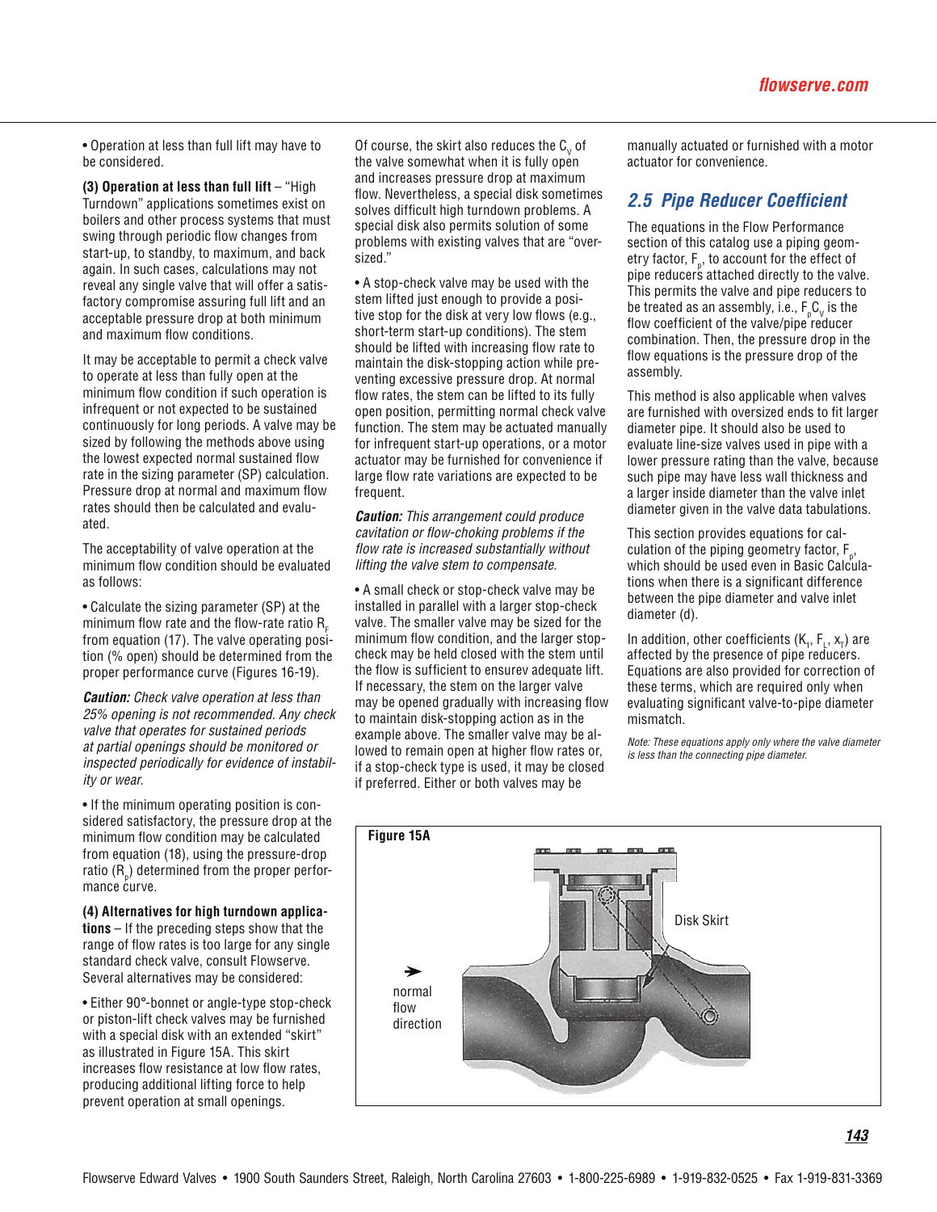• Operation at less than full lift may have to be considered.

**(3) Operation at less than full lift** – "High Turndown" applications sometimes exist on boilers and other process systems that must swing through periodic flow changes from start-up, to standby, to maximum, and back again. In such cases, calculations may not reveal any single valve that will offer a satisfactory compromise assuring full lift and an acceptable pressure drop at both minimum and maximum flow conditions.

It may be acceptable to permit a check valve to operate at less than fully open at the minimum flow condition if such operation is infrequent or not expected to be sustained continuously for long periods. A valve may be sized by following the methods above using the lowest expected normal sustained flow rate in the sizing parameter (SP) calculation. Pressure drop at normal and maximum flow rates should then be calculated and evaluated.

The acceptability of valve operation at the minimum flow condition should be evaluated as follows:

• Calculate the sizing parameter (SP) at the minimum flow rate and the flow-rate ratio $R_F$ from equation (17). The valve operating position (% open) should be determined from the proper performance curve (Figures 16-19).

***Caution:*** *Check valve operation at less than 25% opening is not recommended. Any check valve that operates for sustained periods at partial openings should be monitored or inspected periodically for evidence of instability or wear.*

• If the minimum operating position is considered satisfactory, the pressure drop at the minimum flow condition may be calculated from equation (18), using the pressure-drop ratio ($R_p$) determined from the proper performance curve.

**(4) Alternatives for high turndown applications** – If the preceding steps show that the range of flow rates is too large for any single standard check valve, consult Flowserve. Several alternatives may be considered:

• Either 90°-bonnet or angle-type stop-check or piston-lift check valves may be furnished with a special disk with an extended "skirt" as illustrated in Figure 15A. This skirt increases flow resistance at low flow rates, producing additional lifting force to help prevent operation at small openings.

Of course, the skirt also reduces the $C_v$ of the valve somewhat when it is fully open and increases pressure drop at maximum flow. Nevertheless, a special disk sometimes solves difficult high turndown problems. A special disk also permits solution of some problems with existing valves that are "oversized."

• A stop-check valve may be used with the stem lifted just enough to provide a positive stop for the disk at very low flows (e.g., short-term start-up conditions). The stem should be lifted with increasing flow rate to maintain the disk-stopping action while preventing excessive pressure drop. At normal flow rates, the stem can be lifted to its fully open position, permitting normal check valve function. The stem may be actuated manually for infrequent start-up operations, or a motor actuator may be furnished for convenience if large flow rate variations are expected to be frequent.

***Caution:*** *This arrangement could produce cavitation or flow-choking problems if the flow rate is increased substantially without lifting the valve stem to compensate.*

• A small check or stop-check valve may be installed in parallel with a larger stop-check valve. The smaller valve may be sized for the minimum flow condition, and the larger stop-check may be held closed with the stem until the flow is sufficient to ensurev adequate lift. If necessary, the stem on the larger valve may be opened gradually with increasing flow to maintain disk-stopping action as in the example above. The smaller valve may be allowed to remain open at higher flow rates or, if a stop-check type is used, it may be closed if preferred. Either or both valves may be manually actuated or furnished with a motor actuator for convenience.

## 2.5 Pipe Reducer Coefficient

The equations in the Flow Performance section of this catalog use a piping geometry factor, $F_p$, to account for the effect of pipe reducers attached directly to the valve. This permits the valve and pipe reducers to be treated as an assembly, i.e., $F_pC_v$ is the flow coefficient of the valve/pipe reducer combination. Then, the pressure drop in the flow equations is the pressure drop of the assembly.

This method is also applicable when valves are furnished with oversized ends to fit larger diameter pipe. It should also be used to evaluate line-size valves used in pipe with a lower pressure rating than the valve, because such pipe may have less wall thickness and a larger inside diameter than the valve inlet diameter given in the valve data tabulations.

This section provides equations for calculation of the piping geometry factor, $F_p$, which should be used even in Basic Calculations when there is a significant difference between the pipe diameter and valve inlet diameter (d).

In addition, other coefficients ($K_t$, $F_L$, $x_T$) are affected by the presence of pipe reducers. Equations are also provided for correction of these terms, which are required only when evaluating significant valve-to-pipe diameter mismatch.

*Note: These equations apply only where the valve diameter is less than the connecting pipe diameter.*

**Figure 15A**

Disk Skirt

normal flow direction